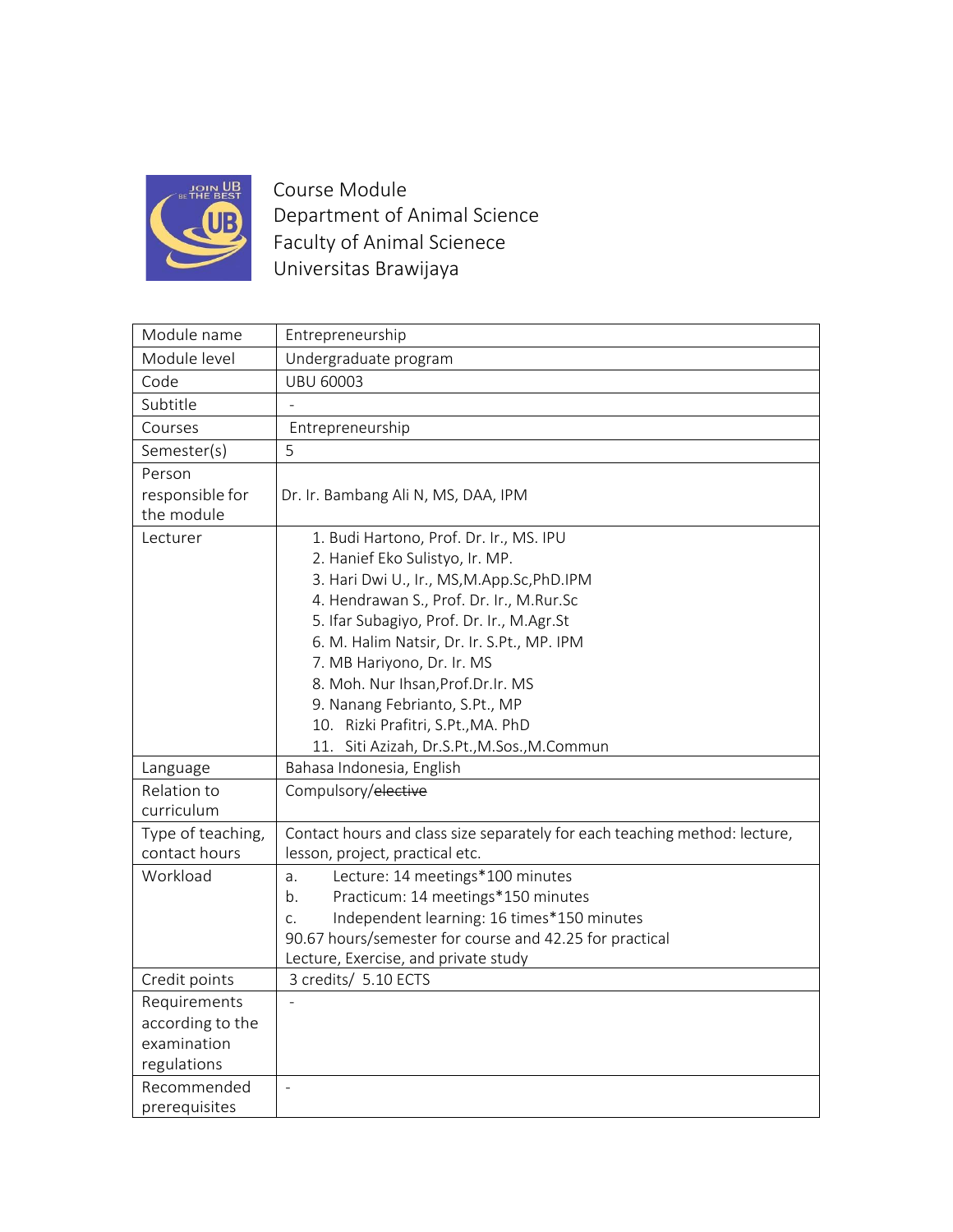Course Module
Department of Animal Science
Faculty of Animal Scienece
Universitas Brawijaya

| Module name | Entrepreneurship |
|---|---|
| Module level | Undergraduate program |
| Code | UBU 60003 |
| Subtitle | - |
| Courses | Entrepreneurship |
| Semester(s) | 5 |
| Person responsible for the module | Dr. Ir. Bambang Ali N, MS, DAA, IPM |
| Lecturer | 1. Budi Hartono, Prof. Dr. Ir., MS. IPU<br>2. Hanief Eko Sulistyo, Ir. MP.<br>3. Hari Dwi U., Ir., MS,M.App.Sc,PhD.IPM<br>4. Hendrawan S., Prof. Dr. Ir., M.Rur.Sc<br>5. Ifar Subagiyo, Prof. Dr. Ir., M.Agr.St<br>6. M. Halim Natsir, Dr. Ir. S.Pt., MP. IPM<br>7. MB Hariyono, Dr. Ir. MS<br>8. Moh. Nur Ihsan,Prof.Dr.Ir. MS<br>9. Nanang Febrianto, S.Pt., MP<br>10. Rizki Prafitri, S.Pt.,MA. PhD<br>11. Siti Azizah, Dr.S.Pt.,M.Sos.,M.Commun |
| Language | Bahasa Indonesia, English |
| Relation to curriculum | Compulsory/~~elective~~ |
| Type of teaching, contact hours | Contact hours and class size separately for each teaching method: lecture, lesson, project, practical etc. |
| Workload | a. Lecture: 14 meetings*100 minutes<br>b. Practicum: 14 meetings*150 minutes<br>c. Independent learning: 16 times*150 minutes<br>90.67 hours/semester for course and 42.25 for practical<br>Lecture, Exercise, and private study |
| Credit points | 3 credits/ 5.10 ECTS |
| Requirements according to the examination regulations | - |
| Recommended prerequisites | - |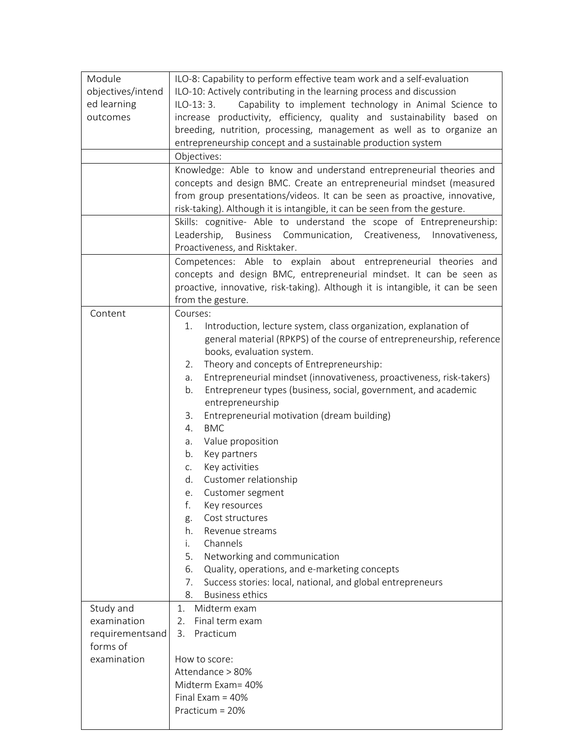| | |
|---|---|
| Module objectives/intended learning outcomes | ILO-8: Capability to perform effective team work and a self-evaluation<br>ILO-10: Actively contributing in the learning process and discussion<br>ILO-13: 3. Capability to implement technology in Animal Science to increase productivity, efficiency, quality and sustainability based on breeding, nutrition, processing, management as well as to organize an entrepreneurship concept and a sustainable production system |
| | Objectives: |
| | Knowledge: Able to know and understand entrepreneurial theories and concepts and design BMC. Create an entrepreneurial mindset (measured from group presentations/videos. It can be seen as proactive, innovative, risk-taking). Although it is intangible, it can be seen from the gesture. |
| | Skills: cognitive- Able to understand the scope of Entrepreneurship: Leadership, Business Communication, Creativeness, Innovativeness, Proactiveness, and Risktaker. |
| | Competences: Able to explain about entrepreneurial theories and concepts and design BMC, entrepreneurial mindset. It can be seen as proactive, innovative, risk-taking). Although it is intangible, it can be seen from the gesture. |
| Content | Courses:<br>1. Introduction, lecture system, class organization, explanation of general material (RPKPS) of the course of entrepreneurship, reference books, evaluation system.<br>2. Theory and concepts of Entrepreneurship:<br>a. Entrepreneurial mindset (innovativeness, proactiveness, risk-takers)<br>b. Entrepreneur types (business, social, government, and academic entrepreneurship<br>3. Entrepreneurial motivation (dream building)<br>4. BMC<br>a. Value proposition<br>b. Key partners<br>c. Key activities<br>d. Customer relationship<br>e. Customer segment<br>f. Key resources<br>g. Cost structures<br>h. Revenue streams<br>i. Channels<br>5. Networking and communication<br>6. Quality, operations, and e-marketing concepts<br>7. Success stories: local, national, and global entrepreneurs<br>8. Business ethics |
| Study and examination requirementsand forms of examination | 1. Midterm exam<br>2. Final term exam<br>3. Practicum<br><br>How to score:<br>Attendance > 80%<br>Midterm Exam= 40%<br>Final Exam = 40%<br>Practicum = 20% |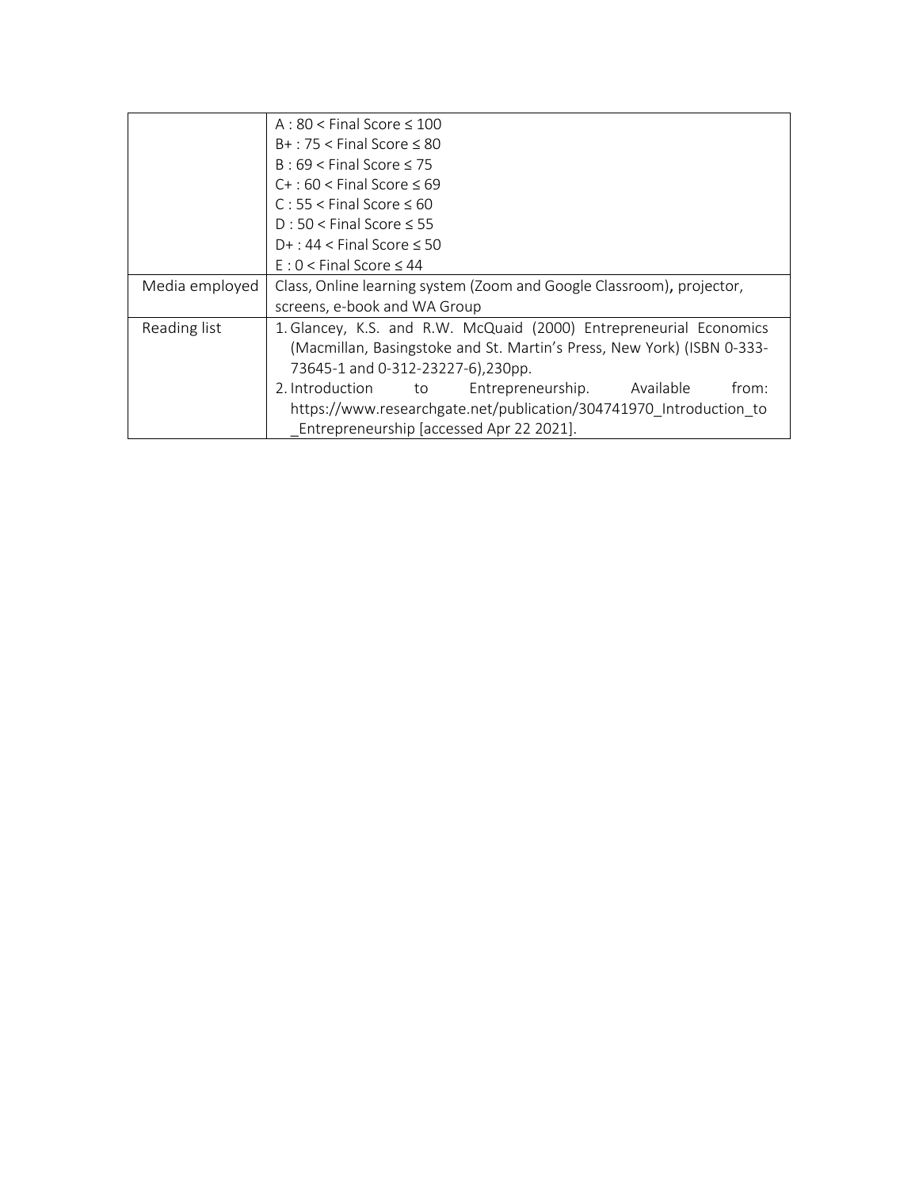| | |
|---|---|
| | A : 80 < Final Score ≤ 100<br>B+ : 75 < Final Score ≤ 80<br>B : 69 < Final Score ≤ 75<br>C+ : 60 < Final Score ≤ 69<br>C : 55 < Final Score ≤ 60<br>D : 50 < Final Score ≤ 55<br>D+ : 44 < Final Score ≤ 50<br>E : 0 < Final Score ≤ 44 |
| Media employed | Class, Online learning system (Zoom and Google Classroom), projector, screens, e-book and WA Group |
| Reading list | 1. Glancey, K.S. and R.W. McQuaid (2000) Entrepreneurial Economics (Macmillan, Basingstoke and St. Martin's Press, New York) (ISBN 0-333-73645-1 and 0-312-23227-6),230pp.<br>2. Introduction to Entrepreneurship. Available from: https://www.researchgate.net/publication/304741970_Introduction_to_Entrepreneurship [accessed Apr 22 2021]. |